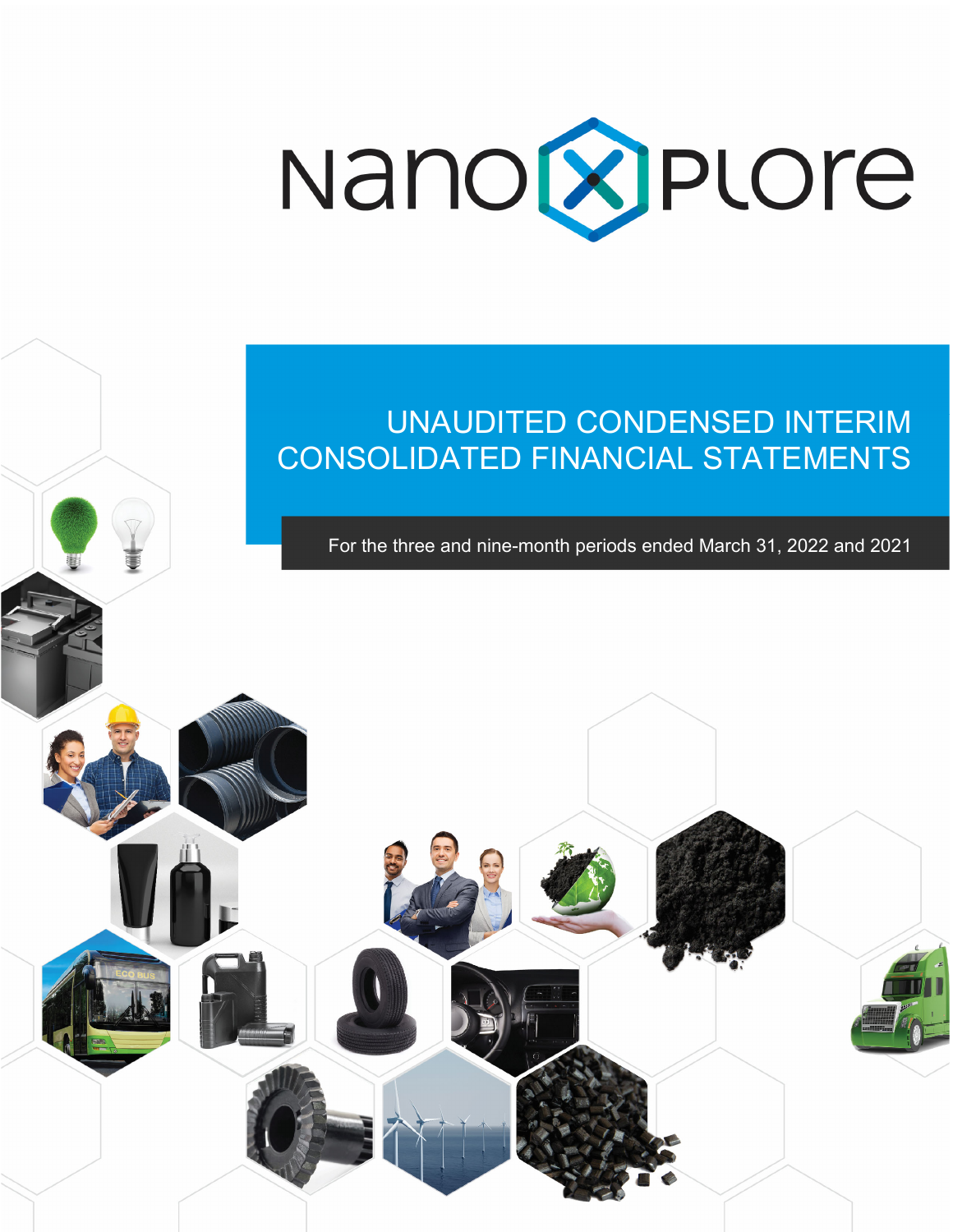# NanoXplore

## UNAUDITED CONDENSED INTERIM CONSOLIDATED FINANCIAL STATEMENTS

For the three and nine-month periods ended March 31, 2022 and 2021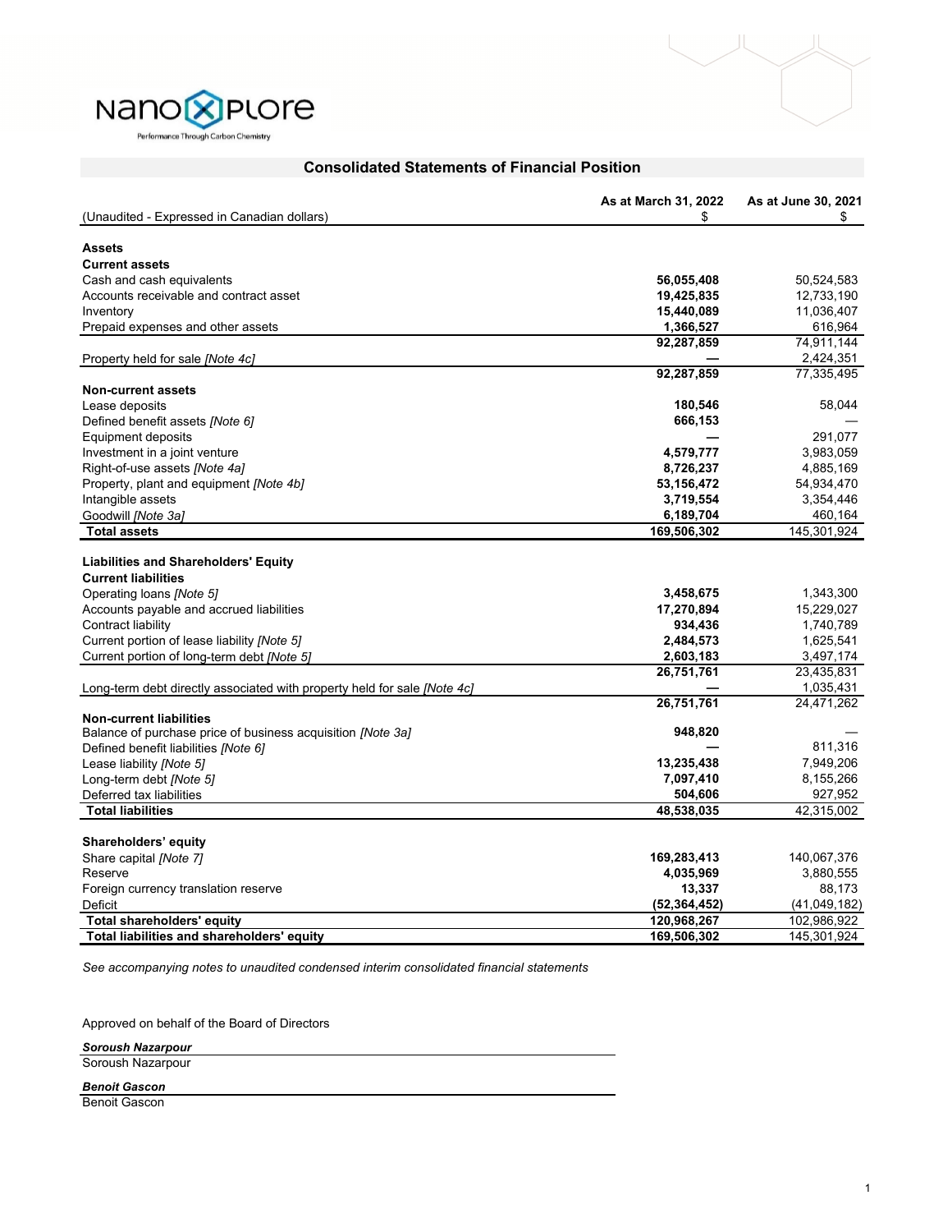## Consolidated Statements of Financial Position

| (Unaudited - Expressed in Canadian dollars) | As at March 31, 2022 $ | As at June 30, 2021 $ |
|---|---|---|
| **Assets** | | |
| **Current assets** | | |
| Cash and cash equivalents | **56,055,408** | 50,524,583 |
| Accounts receivable and contract asset | **19,425,835** | 12,733,190 |
| Inventory | **15,440,089** | 11,036,407 |
| Prepaid expenses and other assets | **1,366,527** | 616,964 |
| | **92,287,859** | 74,911,144 |
| Property held for sale *[Note 4c]* | **—** | 2,424,351 |
| | **92,287,859** | 77,335,495 |
| **Non-current assets** | | |
| Lease deposits | **180,546** | 58,044 |
| Defined benefit assets *[Note 6]* | **666,153** | — |
| Equipment deposits | **—** | 291,077 |
| Investment in a joint venture | **4,579,777** | 3,983,059 |
| Right-of-use assets *[Note 4a]* | **8,726,237** | 4,885,169 |
| Property, plant and equipment *[Note 4b]* | **53,156,472** | 54,934,470 |
| Intangible assets | **3,719,554** | 3,354,446 |
| Goodwill *[Note 3a]* | **6,189,704** | 460,164 |
| **Total assets** | **169,506,302** | 145,301,924 |
| **Liabilities and Shareholders' Equity** | | |
| **Current liabilities** | | |
| Operating loans *[Note 5]* | **3,458,675** | 1,343,300 |
| Accounts payable and accrued liabilities | **17,270,894** | 15,229,027 |
| Contract liability | **934,436** | 1,740,789 |
| Current portion of lease liability *[Note 5]* | **2,484,573** | 1,625,541 |
| Current portion of long-term debt *[Note 5]* | **2,603,183** | 3,497,174 |
| | **26,751,761** | 23,435,831 |
| Long-term debt directly associated with property held for sale *[Note 4c]* | **—** | 1,035,431 |
| | **26,751,761** | 24,471,262 |
| **Non-current liabilities** | | |
| Balance of purchase price of business acquisition *[Note 3a]* | **948,820** | — |
| Defined benefit liabilities *[Note 6]* | **—** | 811,316 |
| Lease liability *[Note 5]* | **13,235,438** | 7,949,206 |
| Long-term debt *[Note 5]* | **7,097,410** | 8,155,266 |
| Deferred tax liabilities | **504,606** | 927,952 |
| **Total liabilities** | **48,538,035** | 42,315,002 |
| **Shareholders' equity** | | |
| Share capital *[Note 7]* | **169,283,413** | 140,067,376 |
| Reserve | **4,035,969** | 3,880,555 |
| Foreign currency translation reserve | **13,337** | 88,173 |
| Deficit | **(52,364,452)** | (41,049,182) |
| **Total shareholders' equity** | **120,968,267** | 102,986,922 |
| **Total liabilities and shareholders' equity** | **169,506,302** | 145,301,924 |

*See accompanying notes to unaudited condensed interim consolidated financial statements*

Approved on behalf of the Board of Directors

***Soroush Nazarpour***
Soroush Nazarpour

***Benoit Gascon***
Benoit Gascon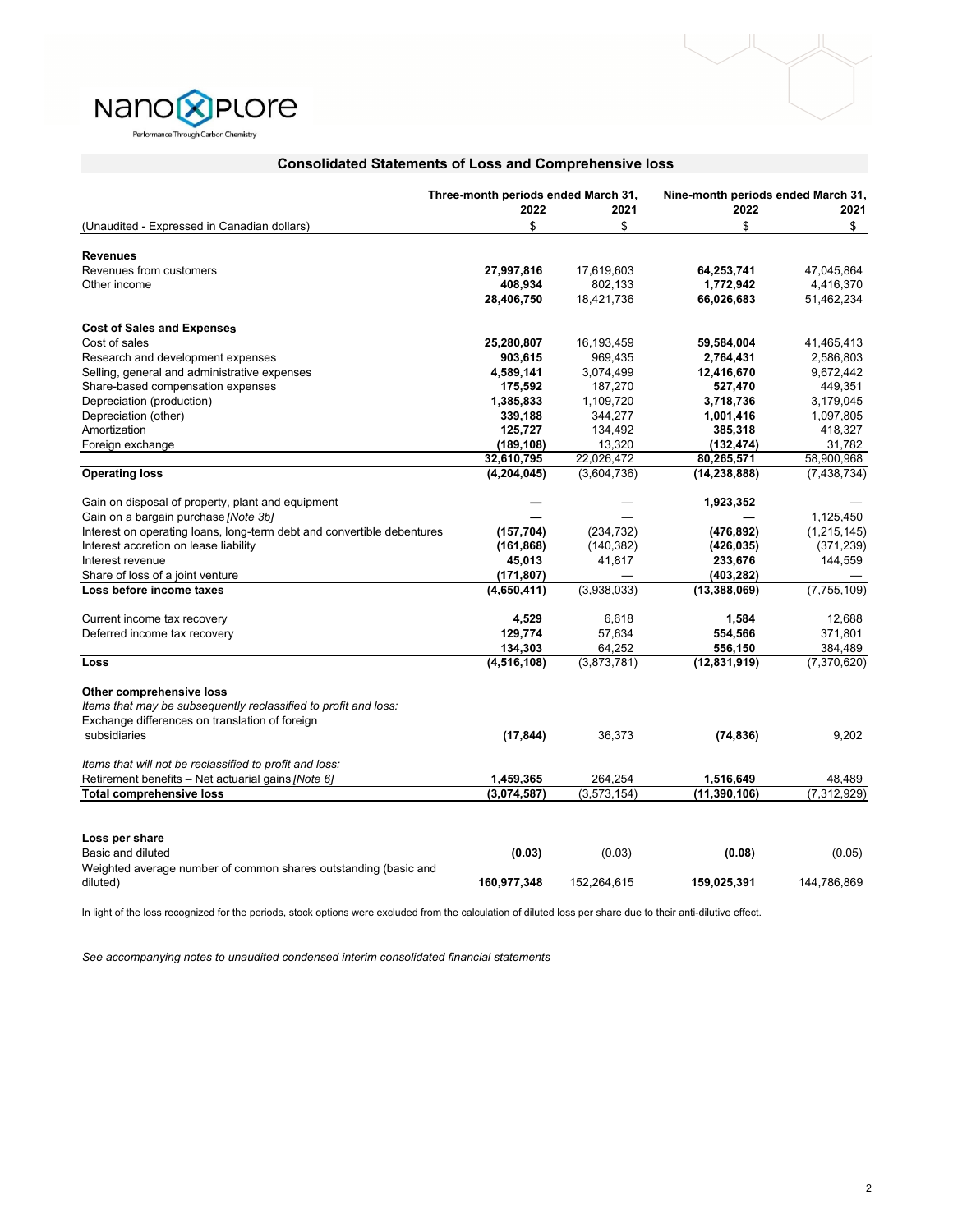NanoXplore

Performance Through Carbon Chemistry

## Consolidated Statements of Loss and Comprehensive loss

| | Three-month periods ended March 31, | | Nine-month periods ended March 31, | |
|---|---|---|---|---|
| | 2022 | 2021 | 2022 | 2021 |
| (Unaudited - Expressed in Canadian dollars) | $ | $ | $ | $ |
| **Revenues** | | | | |
| Revenues from customers | **27,997,816** | 17,619,603 | **64,253,741** | 47,045,864 |
| Other income | **408,934** | 802,133 | **1,772,942** | 4,416,370 |
| | **28,406,750** | 18,421,736 | **66,026,683** | 51,462,234 |
| **Cost of Sales and Expenses** | | | | |
| Cost of sales | **25,280,807** | 16,193,459 | **59,584,004** | 41,465,413 |
| Research and development expenses | **903,615** | 969,435 | **2,764,431** | 2,586,803 |
| Selling, general and administrative expenses | **4,589,141** | 3,074,499 | **12,416,670** | 9,672,442 |
| Share-based compensation expenses | **175,592** | 187,270 | **527,470** | 449,351 |
| Depreciation (production) | **1,385,833** | 1,109,720 | **3,718,736** | 3,179,045 |
| Depreciation (other) | **339,188** | 344,277 | **1,001,416** | 1,097,805 |
| Amortization | **125,727** | 134,492 | **385,318** | 418,327 |
| Foreign exchange | **(189,108)** | 13,320 | **(132,474)** | 31,782 |
| | **32,610,795** | 22,026,472 | **80,265,571** | 58,900,968 |
| **Operating loss** | **(4,204,045)** | (3,604,736) | **(14,238,888)** | (7,438,734) |
| Gain on disposal of property, plant and equipment | **—** | — | **1,923,352** | — |
| Gain on a bargain purchase *[Note 3b]* | **—** | — | **—** | 1,125,450 |
| Interest on operating loans, long-term debt and convertible debentures | **(157,704)** | (234,732) | **(476,892)** | (1,215,145) |
| Interest accretion on lease liability | **(161,868)** | (140,382) | **(426,035)** | (371,239) |
| Interest revenue | **45,013** | 41,817 | **233,676** | 144,559 |
| Share of loss of a joint venture | **(171,807)** | — | **(403,282)** | — |
| **Loss before income taxes** | **(4,650,411)** | (3,938,033) | **(13,388,069)** | (7,755,109) |
| Current income tax recovery | **4,529** | 6,618 | **1,584** | 12,688 |
| Deferred income tax recovery | **129,774** | 57,634 | **554,566** | 371,801 |
| | **134,303** | 64,252 | **556,150** | 384,489 |
| **Loss** | **(4,516,108)** | (3,873,781) | **(12,831,919)** | (7,370,620) |
| **Other comprehensive loss** | | | | |
| *Items that may be subsequently reclassified to profit and loss:* | | | | |
| Exchange differences on translation of foreign subsidiaries | **(17,844)** | 36,373 | **(74,836)** | 9,202 |
| *Items that will not be reclassified to profit and loss:* | | | | |
| Retirement benefits – Net actuarial gains *[Note 6]* | **1,459,365** | 264,254 | **1,516,649** | 48,489 |
| **Total comprehensive loss** | **(3,074,587)** | (3,573,154) | **(11,390,106)** | (7,312,929) |
| **Loss per share** | | | | |
| Basic and diluted | **(0.03)** | (0.03) | **(0.08)** | (0.05) |
| Weighted average number of common shares outstanding (basic and diluted) | **160,977,348** | 152,264,615 | **159,025,391** | 144,786,869 |

In light of the loss recognized for the periods, stock options were excluded from the calculation of diluted loss per share due to their anti-dilutive effect.

*See accompanying notes to unaudited condensed interim consolidated financial statements*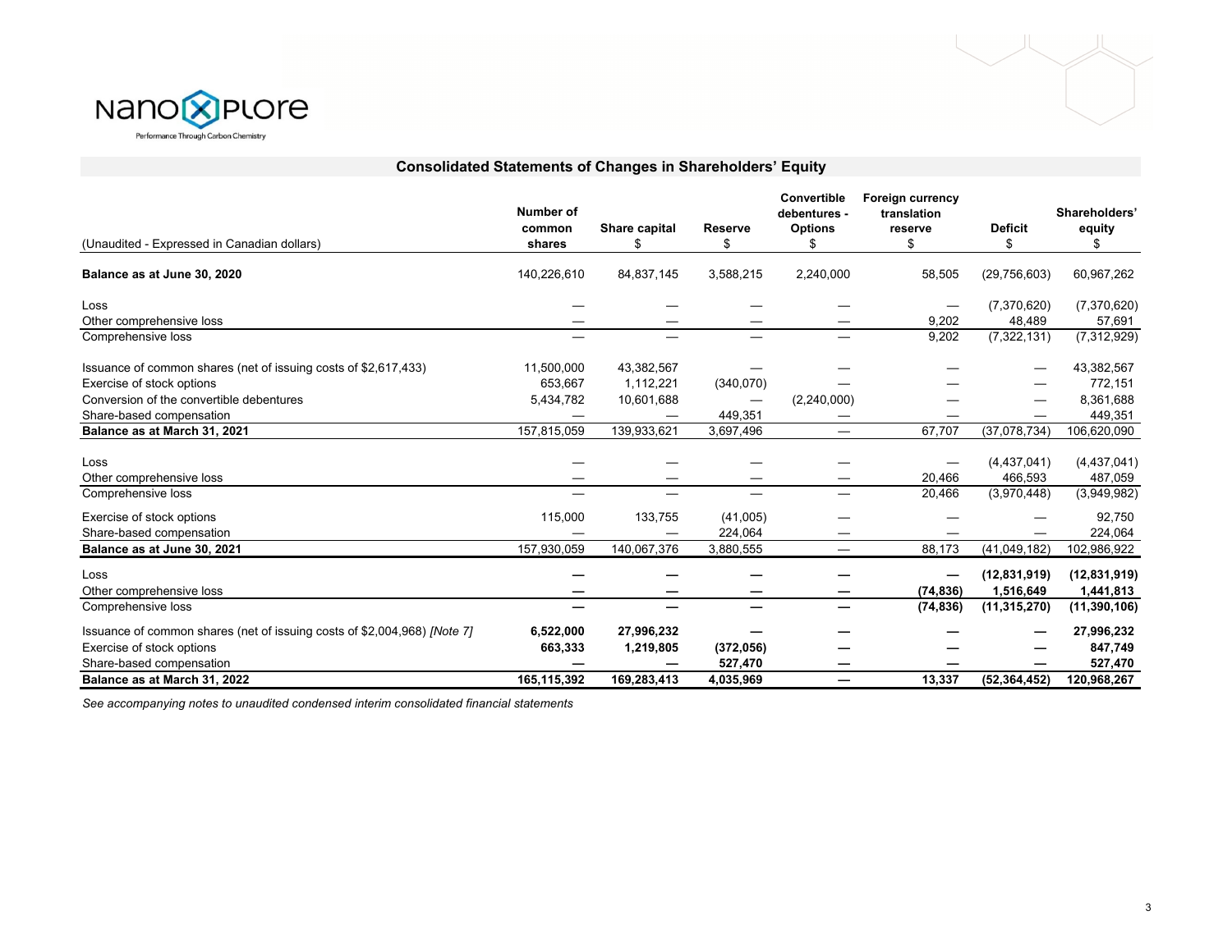NanoXplore

Performance Through Carbon Chemistry

## Consolidated Statements of Changes in Shareholders' Equity

| (Unaudited - Expressed in Canadian dollars) | Number of common shares | Share capital $ | Reserve $ | Convertible debentures - Options $ | Foreign currency translation reserve $ | Deficit $ | Shareholders' equity $ |
|---|---|---|---|---|---|---|---|
| **Balance as at June 30, 2020** | 140,226,610 | 84,837,145 | 3,588,215 | 2,240,000 | 58,505 | (29,756,603) | 60,967,262 |
| Loss | — | — | — | — | — | (7,370,620) | (7,370,620) |
| Other comprehensive loss | — | — | — | — | 9,202 | 48,489 | 57,691 |
| Comprehensive loss | — | — | — | — | 9,202 | (7,322,131) | (7,312,929) |
| Issuance of common shares (net of issuing costs of $2,617,433) | 11,500,000 | 43,382,567 | — | — | — | — | 43,382,567 |
| Exercise of stock options | 653,667 | 1,112,221 | (340,070) | — | — | — | 772,151 |
| Conversion of the convertible debentures | 5,434,782 | 10,601,688 | — | (2,240,000) | — | — | 8,361,688 |
| Share-based compensation | — | — | 449,351 | — | — | — | 449,351 |
| **Balance as at March 31, 2021** | 157,815,059 | 139,933,621 | 3,697,496 | — | 67,707 | (37,078,734) | 106,620,090 |
| Loss | — | — | — | — | — | (4,437,041) | (4,437,041) |
| Other comprehensive loss | — | — | — | — | 20,466 | 466,593 | 487,059 |
| Comprehensive loss | — | — | — | — | 20,466 | (3,970,448) | (3,949,982) |
| Exercise of stock options | 115,000 | 133,755 | (41,005) | — | — | — | 92,750 |
| Share-based compensation | — | — | 224,064 | — | — | — | 224,064 |
| **Balance as at June 30, 2021** | 157,930,059 | 140,067,376 | 3,880,555 | — | 88,173 | (41,049,182) | 102,986,922 |
| Loss | **—** | **—** | **—** | **—** | **—** | **(12,831,919)** | **(12,831,919)** |
| Other comprehensive loss | **—** | **—** | **—** | **—** | **(74,836)** | **1,516,649** | **1,441,813** |
| Comprehensive loss | **—** | **—** | **—** | **—** | **(74,836)** | **(11,315,270)** | **(11,390,106)** |
| Issuance of common shares (net of issuing costs of $2,004,968) *[Note 7]* | **6,522,000** | **27,996,232** | **—** | **—** | **—** | **—** | **27,996,232** |
| Exercise of stock options | **663,333** | **1,219,805** | **(372,056)** | **—** | **—** | **—** | **847,749** |
| Share-based compensation | **—** | **—** | **527,470** | **—** | **—** | **—** | **527,470** |
| **Balance as at March 31, 2022** | **165,115,392** | **169,283,413** | **4,035,969** | **—** | **13,337** | **(52,364,452)** | **120,968,267** |

*See accompanying notes to unaudited condensed interim consolidated financial statements*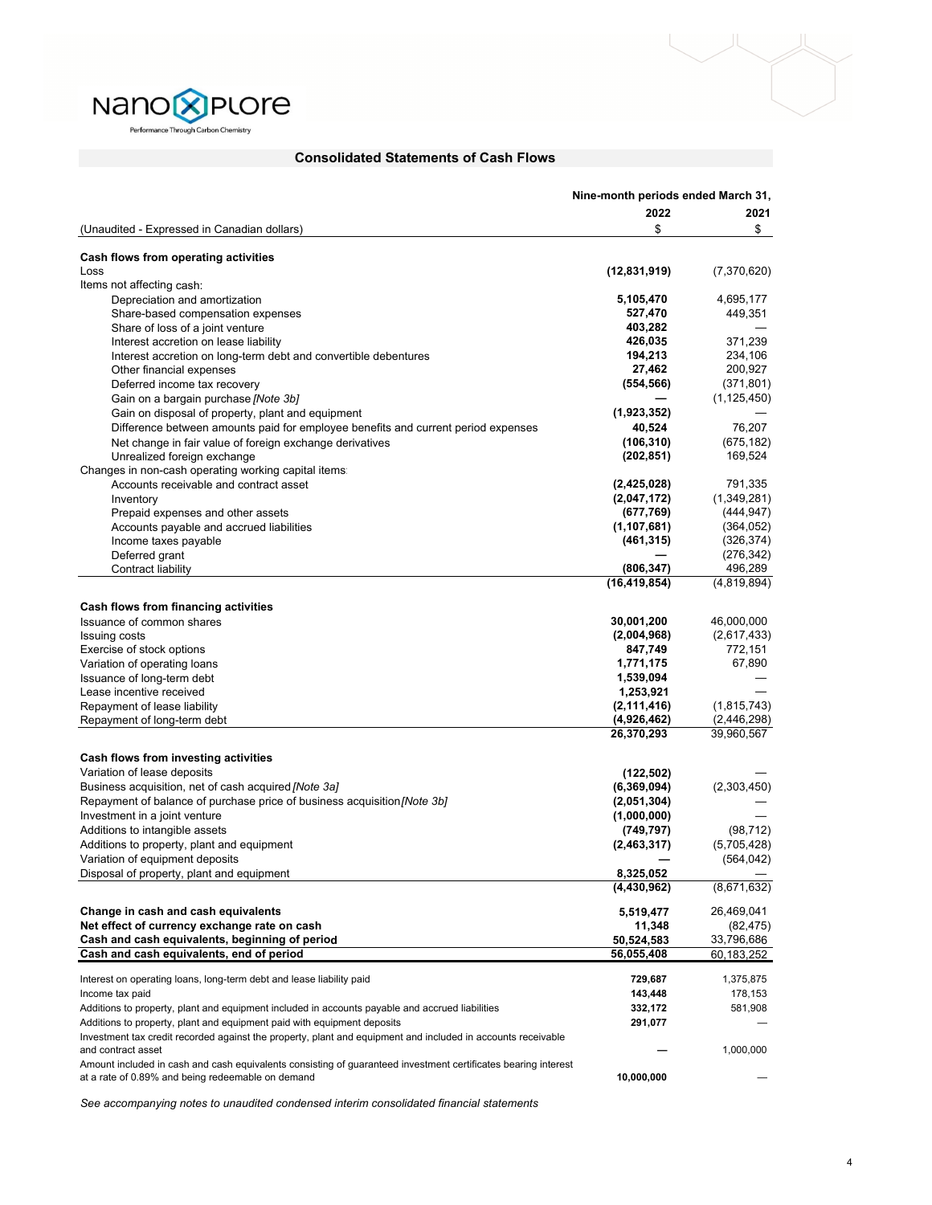## Consolidated Statements of Cash Flows

| (Unaudited - Expressed in Canadian dollars) | Nine-month periods ended March 31, 2022 $ | 2021 $ |
|---|---|---|
| **Cash flows from operating activities** | | |
| Loss | **(12,831,919)** | (7,370,620) |
| Items not affecting cash: | | |
| Depreciation and amortization | **5,105,470** | 4,695,177 |
| Share-based compensation expenses | **527,470** | 449,351 |
| Share of loss of a joint venture | **403,282** | — |
| Interest accretion on lease liability | **426,035** | 371,239 |
| Interest accretion on long-term debt and convertible debentures | **194,213** | 234,106 |
| Other financial expenses | **27,462** | 200,927 |
| Deferred income tax recovery | **(554,566)** | (371,801) |
| Gain on a bargain purchase *[Note 3b]* | **—** | (1,125,450) |
| Gain on disposal of property, plant and equipment | **(1,923,352)** | — |
| Difference between amounts paid for employee benefits and current period expenses | **40,524** | 76,207 |
| Net change in fair value of foreign exchange derivatives | **(106,310)** | (675,182) |
| Unrealized foreign exchange | **(202,851)** | 169,524 |
| Changes in non-cash operating working capital items: | | |
| Accounts receivable and contract asset | **(2,425,028)** | 791,335 |
| Inventory | **(2,047,172)** | (1,349,281) |
| Prepaid expenses and other assets | **(677,769)** | (444,947) |
| Accounts payable and accrued liabilities | **(1,107,681)** | (364,052) |
| Income taxes payable | **(461,315)** | (326,374) |
| Deferred grant | **—** | (276,342) |
| Contract liability | **(806,347)** | 496,289 |
| | **(16,419,854)** | (4,819,894) |
| **Cash flows from financing activities** | | |
| Issuance of common shares | **30,001,200** | 46,000,000 |
| Issuing costs | **(2,004,968)** | (2,617,433) |
| Exercise of stock options | **847,749** | 772,151 |
| Variation of operating loans | **1,771,175** | 67,890 |
| Issuance of long-term debt | **1,539,094** | — |
| Lease incentive received | **1,253,921** | — |
| Repayment of lease liability | **(2,111,416)** | (1,815,743) |
| Repayment of long-term debt | **(4,926,462)** | (2,446,298) |
| | **26,370,293** | 39,960,567 |
| **Cash flows from investing activities** | | |
| Variation of lease deposits | **(122,502)** | — |
| Business acquisition, net of cash acquired *[Note 3a]* | **(6,369,094)** | (2,303,450) |
| Repayment of balance of purchase price of business acquisition *[Note 3b]* | **(2,051,304)** | — |
| Investment in a joint venture | **(1,000,000)** | — |
| Additions to intangible assets | **(749,797)** | (98,712) |
| Additions to property, plant and equipment | **(2,463,317)** | (5,705,428) |
| Variation of equipment deposits | **—** | (564,042) |
| Disposal of property, plant and equipment | **8,325,052** | — |
| | **(4,430,962)** | (8,671,632) |
| **Change in cash and cash equivalents** | **5,519,477** | 26,469,041 |
| **Net effect of currency exchange rate on cash** | **11,348** | (82,475) |
| **Cash and cash equivalents, beginning of period** | **50,524,583** | 33,796,686 |
| **Cash and cash equivalents, end of period** | **56,055,408** | 60,183,252 |
| Interest on operating loans, long-term debt and lease liability paid | **729,687** | 1,375,875 |
| Income tax paid | **143,448** | 178,153 |
| Additions to property, plant and equipment included in accounts payable and accrued liabilities | **332,172** | 581,908 |
| Additions to property, plant and equipment paid with equipment deposits | **291,077** | — |
| Investment tax credit recorded against the property, plant and equipment and included in accounts receivable and contract asset | **—** | 1,000,000 |
| Amount included in cash and cash equivalents consisting of guaranteed investment certificates bearing interest at a rate of 0.89% and being redeemable on demand | **10,000,000** | — |

*See accompanying notes to unaudited condensed interim consolidated financial statements*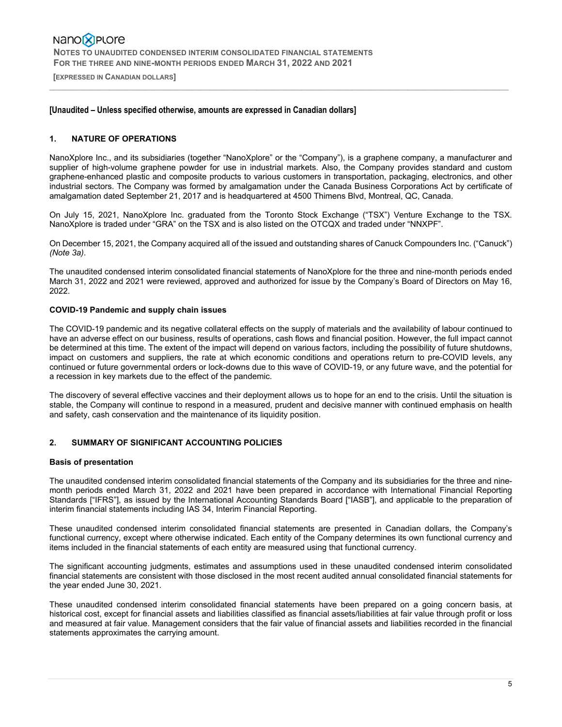**[Unaudited – Unless specified otherwise, amounts are expressed in Canadian dollars]**

## 1. NATURE OF OPERATIONS

NanoXplore Inc., and its subsidiaries (together "NanoXplore" or the "Company"), is a graphene company, a manufacturer and supplier of high-volume graphene powder for use in industrial markets. Also, the Company provides standard and custom graphene-enhanced plastic and composite products to various customers in transportation, packaging, electronics, and other industrial sectors. The Company was formed by amalgamation under the Canada Business Corporations Act by certificate of amalgamation dated September 21, 2017 and is headquartered at 4500 Thimens Blvd, Montreal, QC, Canada.

On July 15, 2021, NanoXplore Inc. graduated from the Toronto Stock Exchange ("TSX") Venture Exchange to the TSX. NanoXplore is traded under "GRA" on the TSX and is also listed on the OTCQX and traded under "NNXPF".

On December 15, 2021, the Company acquired all of the issued and outstanding shares of Canuck Compounders Inc. ("Canuck") *(Note 3a)*.

The unaudited condensed interim consolidated financial statements of NanoXplore for the three and nine-month periods ended March 31, 2022 and 2021 were reviewed, approved and authorized for issue by the Company's Board of Directors on May 16, 2022.

### COVID-19 Pandemic and supply chain issues

The COVID-19 pandemic and its negative collateral effects on the supply of materials and the availability of labour continued to have an adverse effect on our business, results of operations, cash flows and financial position. However, the full impact cannot be determined at this time. The extent of the impact will depend on various factors, including the possibility of future shutdowns, impact on customers and suppliers, the rate at which economic conditions and operations return to pre-COVID levels, any continued or future governmental orders or lock-downs due to this wave of COVID-19, or any future wave, and the potential for a recession in key markets due to the effect of the pandemic.

The discovery of several effective vaccines and their deployment allows us to hope for an end to the crisis. Until the situation is stable, the Company will continue to respond in a measured, prudent and decisive manner with continued emphasis on health and safety, cash conservation and the maintenance of its liquidity position.

## 2. SUMMARY OF SIGNIFICANT ACCOUNTING POLICIES

### Basis of presentation

The unaudited condensed interim consolidated financial statements of the Company and its subsidiaries for the three and nine-month periods ended March 31, 2022 and 2021 have been prepared in accordance with International Financial Reporting Standards ["IFRS"], as issued by the International Accounting Standards Board ["IASB"], and applicable to the preparation of interim financial statements including IAS 34, Interim Financial Reporting.

These unaudited condensed interim consolidated financial statements are presented in Canadian dollars, the Company's functional currency, except where otherwise indicated. Each entity of the Company determines its own functional currency and items included in the financial statements of each entity are measured using that functional currency.

The significant accounting judgments, estimates and assumptions used in these unaudited condensed interim consolidated financial statements are consistent with those disclosed in the most recent audited annual consolidated financial statements for the year ended June 30, 2021.

These unaudited condensed interim consolidated financial statements have been prepared on a going concern basis, at historical cost, except for financial assets and liabilities classified as financial assets/liabilities at fair value through profit or loss and measured at fair value. Management considers that the fair value of financial assets and liabilities recorded in the financial statements approximates the carrying amount.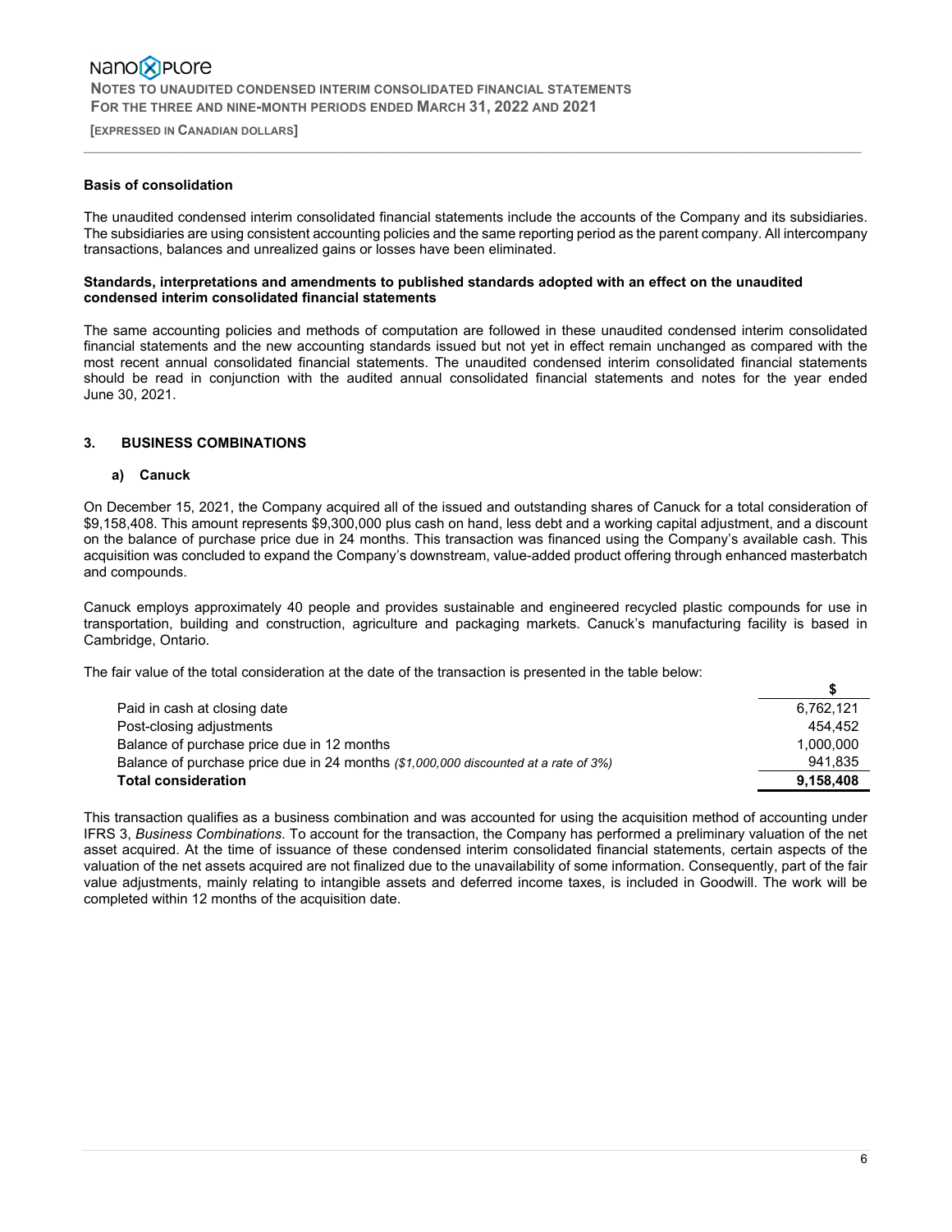### Basis of consolidation

The unaudited condensed interim consolidated financial statements include the accounts of the Company and its subsidiaries. The subsidiaries are using consistent accounting policies and the same reporting period as the parent company. All intercompany transactions, balances and unrealized gains or losses have been eliminated.

### Standards, interpretations and amendments to published standards adopted with an effect on the unaudited condensed interim consolidated financial statements

The same accounting policies and methods of computation are followed in these unaudited condensed interim consolidated financial statements and the new accounting standards issued but not yet in effect remain unchanged as compared with the most recent annual consolidated financial statements. The unaudited condensed interim consolidated financial statements should be read in conjunction with the audited annual consolidated financial statements and notes for the year ended June 30, 2021.

## 3. BUSINESS COMBINATIONS

### a) Canuck

On December 15, 2021, the Company acquired all of the issued and outstanding shares of Canuck for a total consideration of $9,158,408. This amount represents $9,300,000 plus cash on hand, less debt and a working capital adjustment, and a discount on the balance of purchase price due in 24 months. This transaction was financed using the Company's available cash. This acquisition was concluded to expand the Company's downstream, value-added product offering through enhanced masterbatch and compounds.

Canuck employs approximately 40 people and provides sustainable and engineered recycled plastic compounds for use in transportation, building and construction, agriculture and packaging markets. Canuck's manufacturing facility is based in Cambridge, Ontario.

The fair value of the total consideration at the date of the transaction is presented in the table below:

| | $ |
|---|---|
| Paid in cash at closing date | 6,762,121 |
| Post-closing adjustments | 454,452 |
| Balance of purchase price due in 12 months | 1,000,000 |
| Balance of purchase price due in 24 months *($1,000,000 discounted at a rate of 3%)* | 941,835 |
| **Total consideration** | **9,158,408** |

This transaction qualifies as a business combination and was accounted for using the acquisition method of accounting under IFRS 3, *Business Combinations*. To account for the transaction, the Company has performed a preliminary valuation of the net asset acquired. At the time of issuance of these condensed interim consolidated financial statements, certain aspects of the valuation of the net assets acquired are not finalized due to the unavailability of some information. Consequently, part of the fair value adjustments, mainly relating to intangible assets and deferred income taxes, is included in Goodwill. The work will be completed within 12 months of the acquisition date.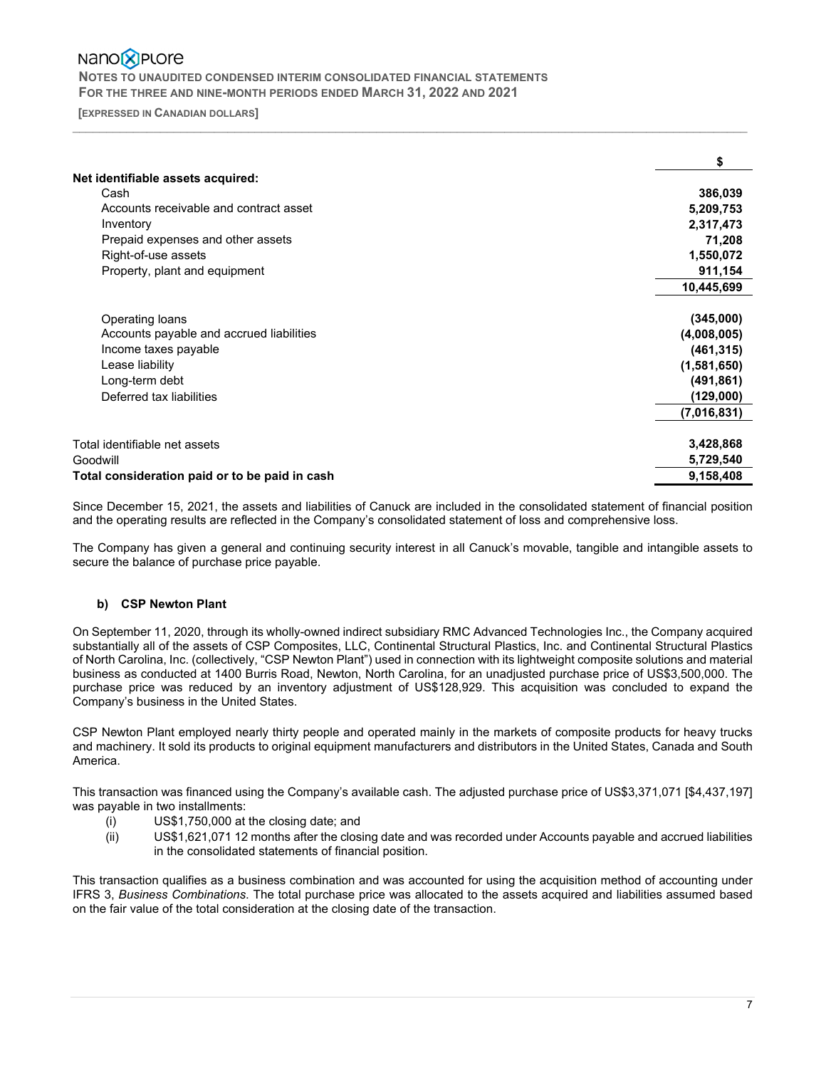| | $ |
|---|---|
| **Net identifiable assets acquired:** | |
| Cash | **386,039** |
| Accounts receivable and contract asset | **5,209,753** |
| Inventory | **2,317,473** |
| Prepaid expenses and other assets | **71,208** |
| Right-of-use assets | **1,550,072** |
| Property, plant and equipment | **911,154** |
| | **10,445,699** |
| Operating loans | **(345,000)** |
| Accounts payable and accrued liabilities | **(4,008,005)** |
| Income taxes payable | **(461,315)** |
| Lease liability | **(1,581,650)** |
| Long-term debt | **(491,861)** |
| Deferred tax liabilities | **(129,000)** |
| | **(7,016,831)** |
| Total identifiable net assets | **3,428,868** |
| Goodwill | **5,729,540** |
| **Total consideration paid or to be paid in cash** | **9,158,408** |

Since December 15, 2021, the assets and liabilities of Canuck are included in the consolidated statement of financial position and the operating results are reflected in the Company's consolidated statement of loss and comprehensive loss.

The Company has given a general and continuing security interest in all Canuck's movable, tangible and intangible assets to secure the balance of purchase price payable.

**b) CSP Newton Plant**

On September 11, 2020, through its wholly-owned indirect subsidiary RMC Advanced Technologies Inc., the Company acquired substantially all of the assets of CSP Composites, LLC, Continental Structural Plastics, Inc. and Continental Structural Plastics of North Carolina, Inc. (collectively, "CSP Newton Plant") used in connection with its lightweight composite solutions and material business as conducted at 1400 Burris Road, Newton, North Carolina, for an unadjusted purchase price of US$3,500,000. The purchase price was reduced by an inventory adjustment of US$128,929. This acquisition was concluded to expand the Company's business in the United States.

CSP Newton Plant employed nearly thirty people and operated mainly in the markets of composite products for heavy trucks and machinery. It sold its products to original equipment manufacturers and distributors in the United States, Canada and South America.

This transaction was financed using the Company's available cash. The adjusted purchase price of US$3,371,071 [$4,437,197] was payable in two installments:

(i) US$1,750,000 at the closing date; and
(ii) US$1,621,071 12 months after the closing date and was recorded under Accounts payable and accrued liabilities in the consolidated statements of financial position.

This transaction qualifies as a business combination and was accounted for using the acquisition method of accounting under IFRS 3, *Business Combinations*. The total purchase price was allocated to the assets acquired and liabilities assumed based on the fair value of the total consideration at the closing date of the transaction.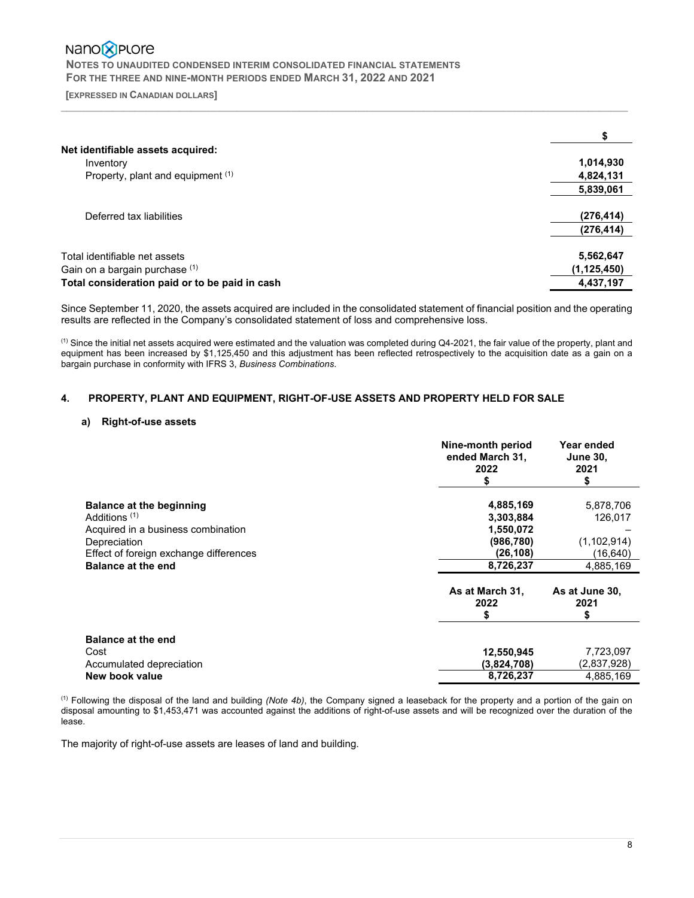|  | $ |
| --- | --- |
| **Net identifiable assets acquired:** |  |
| Inventory | 1,014,930 |
| Property, plant and equipment [(1)] | 4,824,131 |
|  | 5,839,061 |
| Deferred tax liabilities | (276,414) |
|  | (276,414) |
| Total identifiable net assets | 5,562,647 |
| Gain on a bargain purchase [(1)] | (1,125,450) |
| **Total consideration paid or to be paid in cash** | 4,437,197 |

Since September 11, 2020, the assets acquired are included in the consolidated statement of financial position and the operating results are reflected in the Company's consolidated statement of loss and comprehensive loss.

[(1)] Since the initial net assets acquired were estimated and the valuation was completed during Q4-2021, the fair value of the property, plant and equipment has been increased by $1,125,450 and this adjustment has been reflected retrospectively to the acquisition date as a gain on a bargain purchase in conformity with IFRS 3, *Business Combinations*.

## 4. PROPERTY, PLANT AND EQUIPMENT, RIGHT-OF-USE ASSETS AND PROPERTY HELD FOR SALE

### a) Right-of-use assets

|  | Nine-month period ended March 31, 2022 $ | Year ended June 30, 2021 $ |
| --- | --- | --- |
| **Balance at the beginning** | **4,885,169** | 5,878,706 |
| Additions [(1)] | **3,303,884** | 126,017 |
| Acquired in a business combination | **1,550,072** | – |
| Depreciation | **(986,780)** | (1,102,914) |
| Effect of foreign exchange differences | **(26,108)** | (16,640) |
| **Balance at the end** | **8,726,237** | 4,885,169 |

|  | As at March 31, 2022 $ | As at June 30, 2021 $ |
| --- | --- | --- |
| **Balance at the end** |  |  |
| Cost | **12,550,945** | 7,723,097 |
| Accumulated depreciation | **(3,824,708)** | (2,837,928) |
| **New book value** | **8,726,237** | 4,885,169 |

[(1)] Following the disposal of the land and building *(Note 4b)*, the Company signed a leaseback for the property and a portion of the gain on disposal amounting to $1,453,471 was accounted against the additions of right-of-use assets and will be recognized over the duration of the lease.

The majority of right-of-use assets are leases of land and building.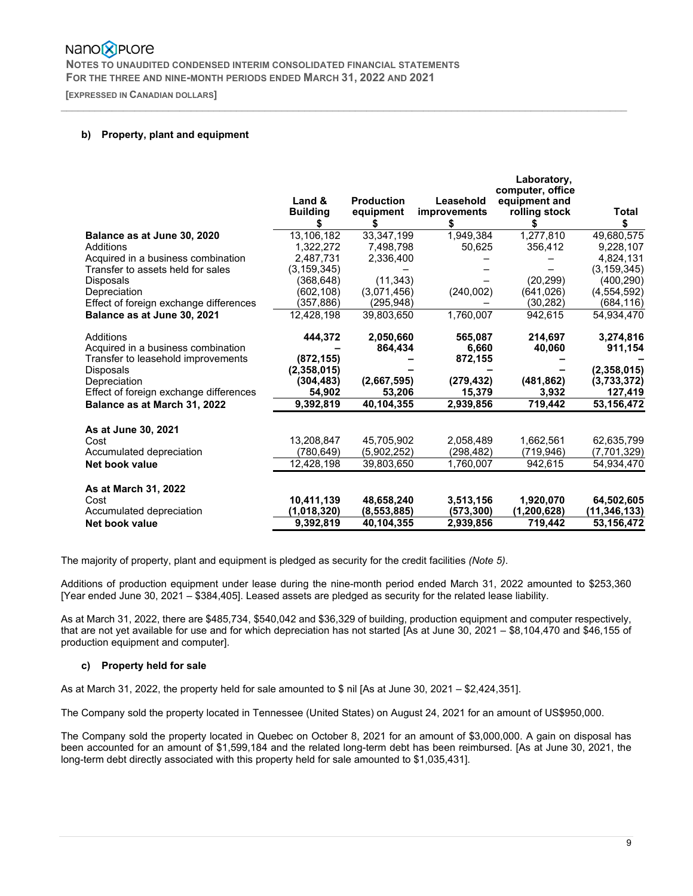**b) Property, plant and equipment**

| | Land & Building<br>$ | Production equipment<br>$ | Leasehold improvements<br>$ | Laboratory, computer, office equipment and rolling stock<br>$ | Total<br>$ |
|---|---|---|---|---|---|
| **Balance as at June 30, 2020** | 13,106,182 | 33,347,199 | 1,949,384 | 1,277,810 | 49,680,575 |
| Additions | 1,322,272 | 7,498,798 | 50,625 | 356,412 | 9,228,107 |
| Acquired in a business combination | 2,487,731 | 2,336,400 | – | – | 4,824,131 |
| Transfer to assets held for sales | (3,159,345) | – | – | – | (3,159,345) |
| Disposals | (368,648) | (11,343) | – | (20,299) | (400,290) |
| Depreciation | (602,108) | (3,071,456) | (240,002) | (641,026) | (4,554,592) |
| Effect of foreign exchange differences | (357,886) | (295,948) | – | (30,282) | (684,116) |
| **Balance as at June 30, 2021** | 12,428,198 | 39,803,650 | 1,760,007 | 942,615 | 54,934,470 |
| | | | | | |
| Additions | **444,372** | **2,050,660** | **565,087** | **214,697** | **3,274,816** |
| Acquired in a business combination | **–** | **864,434** | **6,660** | **40,060** | **911,154** |
| Transfer to leasehold improvements | **(872,155)** | **–** | **872,155** | **–** | **–** |
| Disposals | **(2,358,015)** | **–** | **–** | **–** | **(2,358,015)** |
| Depreciation | **(304,483)** | **(2,667,595)** | **(279,432)** | **(481,862)** | **(3,733,372)** |
| Effect of foreign exchange differences | **54,902** | **53,206** | **15,379** | **3,932** | **127,419** |
| **Balance as at March 31, 2022** | **9,392,819** | **40,104,355** | **2,939,856** | **719,442** | **53,156,472** |
| | | | | | |
| **As at June 30, 2021** | | | | | |
| Cost | 13,208,847 | 45,705,902 | 2,058,489 | 1,662,561 | 62,635,799 |
| Accumulated depreciation | (780,649) | (5,902,252) | (298,482) | (719,946) | (7,701,329) |
| **Net book value** | 12,428,198 | 39,803,650 | 1,760,007 | 942,615 | 54,934,470 |
| | | | | | |
| **As at March 31, 2022** | | | | | |
| Cost | **10,411,139** | **48,658,240** | **3,513,156** | **1,920,070** | **64,502,605** |
| Accumulated depreciation | **(1,018,320)** | **(8,553,885)** | **(573,300)** | **(1,200,628)** | **(11,346,133)** |
| **Net book value** | **9,392,819** | **40,104,355** | **2,939,856** | **719,442** | **53,156,472** |

The majority of property, plant and equipment is pledged as security for the credit facilities *(Note 5)*.

Additions of production equipment under lease during the nine-month period ended March 31, 2022 amounted to $253,360 [Year ended June 30, 2021 – $384,405]. Leased assets are pledged as security for the related lease liability.

As at March 31, 2022, there are $485,734, $540,042 and $36,329 of building, production equipment and computer respectively, that are not yet available for use and for which depreciation has not started [As at June 30, 2021 – $8,104,470 and $46,155 of production equipment and computer].

**c) Property held for sale**

As at March 31, 2022, the property held for sale amounted to $ nil [As at June 30, 2021 – $2,424,351].

The Company sold the property located in Tennessee (United States) on August 24, 2021 for an amount of US$950,000.

The Company sold the property located in Quebec on October 8, 2021 for an amount of $3,000,000. A gain on disposal has been accounted for an amount of $1,599,184 and the related long-term debt has been reimbursed. [As at June 30, 2021, the long-term debt directly associated with this property held for sale amounted to $1,035,431].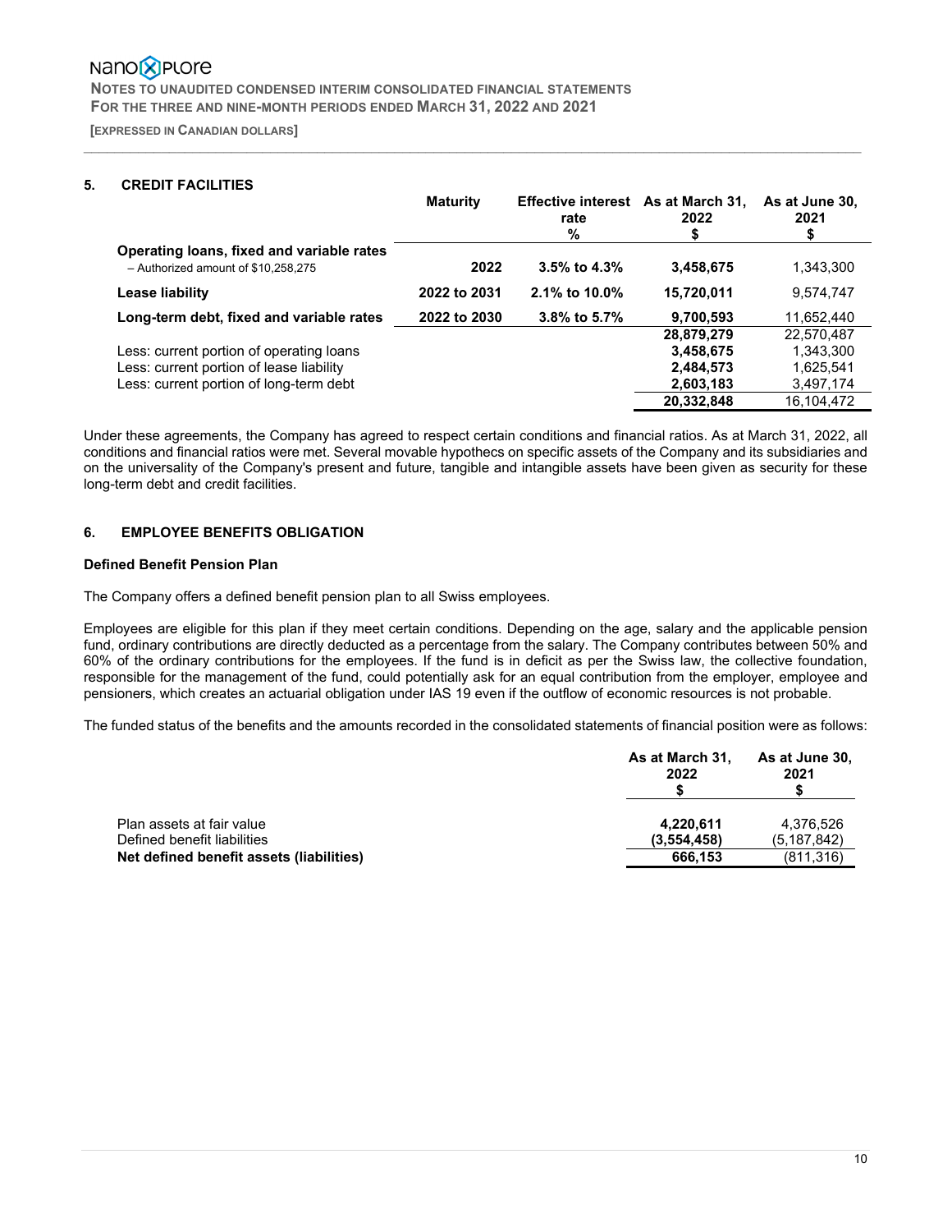## 5. CREDIT FACILITIES

| | Maturity | Effective interest rate % | As at March 31, 2022 $ | As at June 30, 2021 $ |
|---|---|---|---|---|
| **Operating loans, fixed and variable rates** – Authorized amount of $10,258,275 | **2022** | **3.5% to 4.3%** | **3,458,675** | 1,343,300 |
| **Lease liability** | **2022 to 2031** | **2.1% to 10.0%** | **15,720,011** | 9,574,747 |
| **Long-term debt, fixed and variable rates** | **2022 to 2030** | **3.8% to 5.7%** | **9,700,593** | 11,652,440 |
| | | | **28,879,279** | 22,570,487 |
| Less: current portion of operating loans | | | **3,458,675** | 1,343,300 |
| Less: current portion of lease liability | | | **2,484,573** | 1,625,541 |
| Less: current portion of long-term debt | | | **2,603,183** | 3,497,174 |
| | | | **20,332,848** | 16,104,472 |

Under these agreements, the Company has agreed to respect certain conditions and financial ratios. As at March 31, 2022, all conditions and financial ratios were met. Several movable hypothecs on specific assets of the Company and its subsidiaries and on the universality of the Company's present and future, tangible and intangible assets have been given as security for these long-term debt and credit facilities.

## 6. EMPLOYEE BENEFITS OBLIGATION

### Defined Benefit Pension Plan

The Company offers a defined benefit pension plan to all Swiss employees.

Employees are eligible for this plan if they meet certain conditions. Depending on the age, salary and the applicable pension fund, ordinary contributions are directly deducted as a percentage from the salary. The Company contributes between 50% and 60% of the ordinary contributions for the employees. If the fund is in deficit as per the Swiss law, the collective foundation, responsible for the management of the fund, could potentially ask for an equal contribution from the employer, employee and pensioners, which creates an actuarial obligation under IAS 19 even if the outflow of economic resources is not probable.

The funded status of the benefits and the amounts recorded in the consolidated statements of financial position were as follows:

| | As at March 31, 2022 $ | As at June 30, 2021 $ |
|---|---|---|
| Plan assets at fair value | **4,220,611** | 4,376,526 |
| Defined benefit liabilities | **(3,554,458)** | (5,187,842) |
| **Net defined benefit assets (liabilities)** | **666,153** | (811,316) |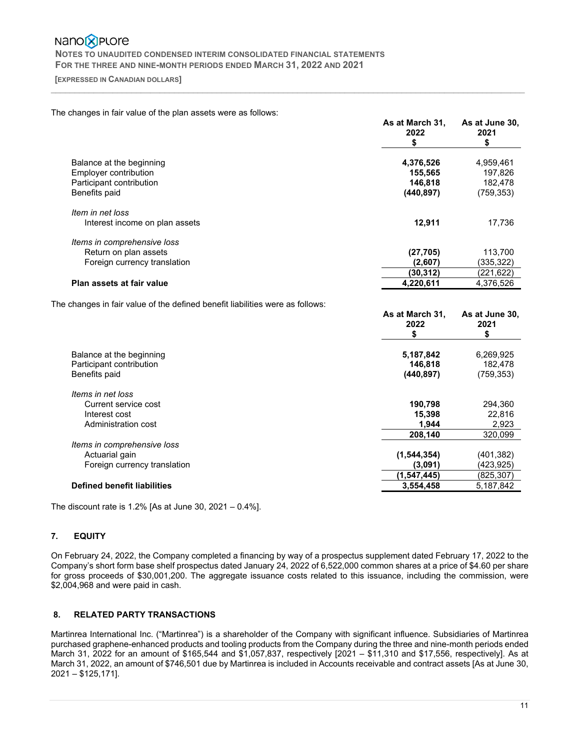The changes in fair value of the plan assets were as follows:

| | As at March 31, 2022 $ | As at June 30, 2021 $ |
|---|---|---|
| Balance at the beginning | **4,376,526** | 4,959,461 |
| Employer contribution | **155,565** | 197,826 |
| Participant contribution | **146,818** | 182,478 |
| Benefits paid | **(440,897)** | (759,353) |
| *Item in net loss* | | |
| Interest income on plan assets | **12,911** | 17,736 |
| *Items in comprehensive loss* | | |
| Return on plan assets | **(27,705)** | 113,700 |
| Foreign currency translation | **(2,607)** | (335,322) |
| | **(30,312)** | (221,622) |
| **Plan assets at fair value** | **4,220,611** | 4,376,526 |

The changes in fair value of the defined benefit liabilities were as follows:

| | As at March 31, 2022 $ | As at June 30, 2021 $ |
|---|---|---|
| Balance at the beginning | **5,187,842** | 6,269,925 |
| Participant contribution | **146,818** | 182,478 |
| Benefits paid | **(440,897)** | (759,353) |
| *Items in net loss* | | |
| Current service cost | **190,798** | 294,360 |
| Interest cost | **15,398** | 22,816 |
| Administration cost | **1,944** | 2,923 |
| | **208,140** | 320,099 |
| *Items in comprehensive loss* | | |
| Actuarial gain | **(1,544,354)** | (401,382) |
| Foreign currency translation | **(3,091)** | (423,925) |
| | **(1,547,445)** | (825,307) |
| **Defined benefit liabilities** | **3,554,458** | 5,187,842 |

The discount rate is 1.2% [As at June 30, 2021 – 0.4%].

## 7. EQUITY

On February 24, 2022, the Company completed a financing by way of a prospectus supplement dated February 17, 2022 to the Company's short form base shelf prospectus dated January 24, 2022 of 6,522,000 common shares at a price of $4.60 per share for gross proceeds of $30,001,200. The aggregate issuance costs related to this issuance, including the commission, were $2,004,968 and were paid in cash.

## 8. RELATED PARTY TRANSACTIONS

Martinrea International Inc. ("Martinrea") is a shareholder of the Company with significant influence. Subsidiaries of Martinrea purchased graphene-enhanced products and tooling products from the Company during the three and nine-month periods ended March 31, 2022 for an amount of $165,544 and $1,057,837, respectively [2021 – $11,310 and $17,556, respectively]. As at March 31, 2022, an amount of $746,501 due by Martinrea is included in Accounts receivable and contract assets [As at June 30, 2021 – $125,171].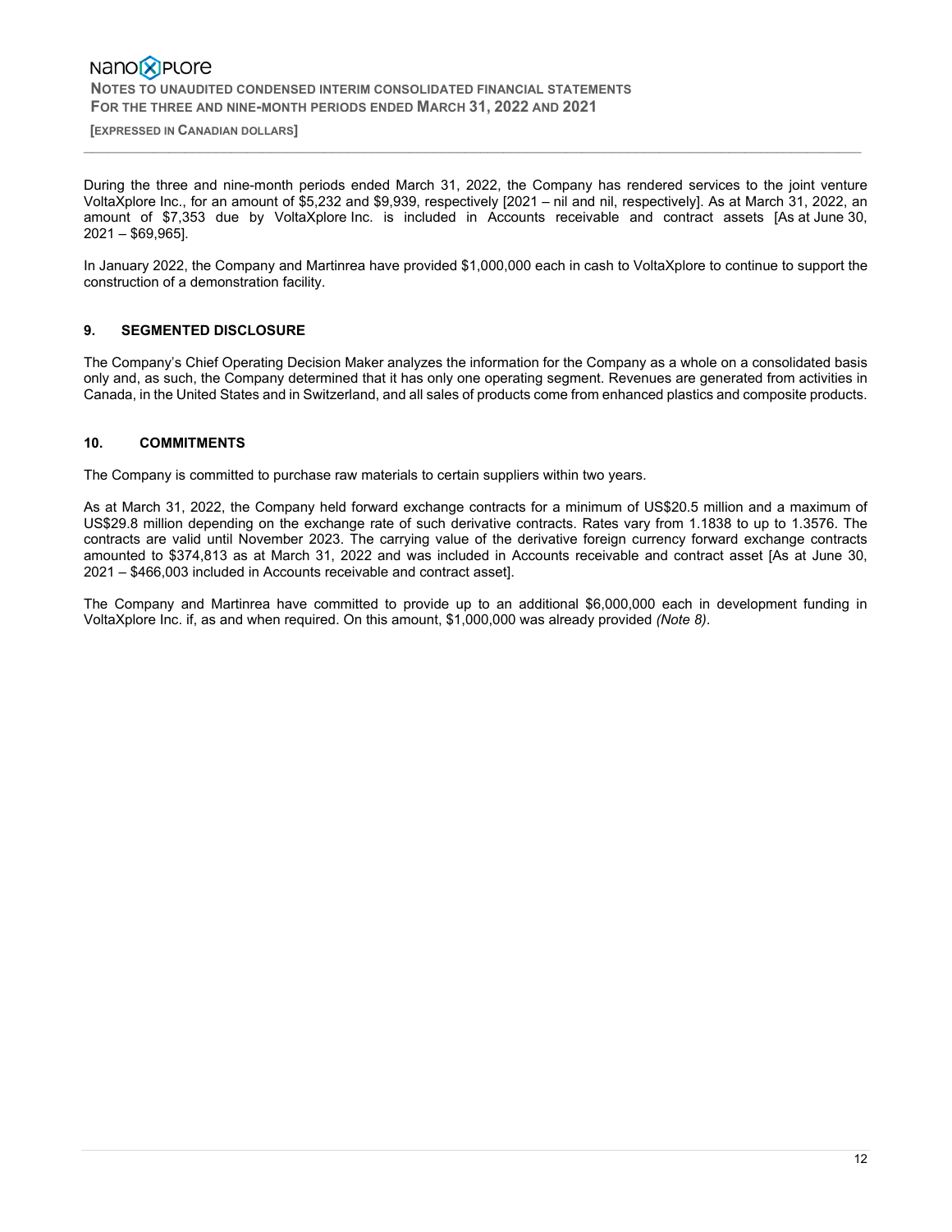During the three and nine-month periods ended March 31, 2022, the Company has rendered services to the joint venture VoltaXplore Inc., for an amount of $5,232 and $9,939, respectively [2021 – nil and nil, respectively]. As at March 31, 2022, an amount of $7,353 due by VoltaXplore Inc. is included in Accounts receivable and contract assets [As at June 30, 2021 – $69,965].

In January 2022, the Company and Martinrea have provided $1,000,000 each in cash to VoltaXplore to continue to support the construction of a demonstration facility.

## 9. SEGMENTED DISCLOSURE

The Company's Chief Operating Decision Maker analyzes the information for the Company as a whole on a consolidated basis only and, as such, the Company determined that it has only one operating segment. Revenues are generated from activities in Canada, in the United States and in Switzerland, and all sales of products come from enhanced plastics and composite products.

## 10. COMMITMENTS

The Company is committed to purchase raw materials to certain suppliers within two years.

As at March 31, 2022, the Company held forward exchange contracts for a minimum of US$20.5 million and a maximum of US$29.8 million depending on the exchange rate of such derivative contracts. Rates vary from 1.1838 to up to 1.3576. The contracts are valid until November 2023. The carrying value of the derivative foreign currency forward exchange contracts amounted to $374,813 as at March 31, 2022 and was included in Accounts receivable and contract asset [As at June 30, 2021 – $466,003 included in Accounts receivable and contract asset].

The Company and Martinrea have committed to provide up to an additional $6,000,000 each in development funding in VoltaXplore Inc. if, as and when required. On this amount, $1,000,000 was already provided *(Note 8)*.